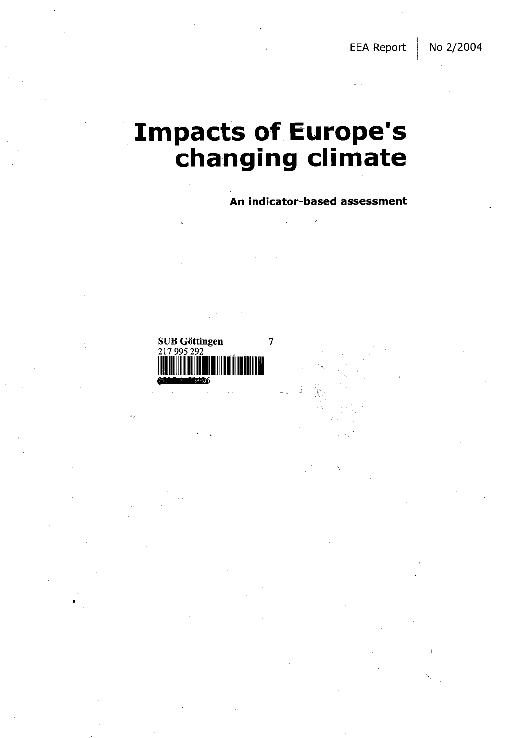EEA Report | No 2/2004

# Impacts of Europe's changing climate

**An indicator-based assessment**

SUB Göttingen 7
217 995 292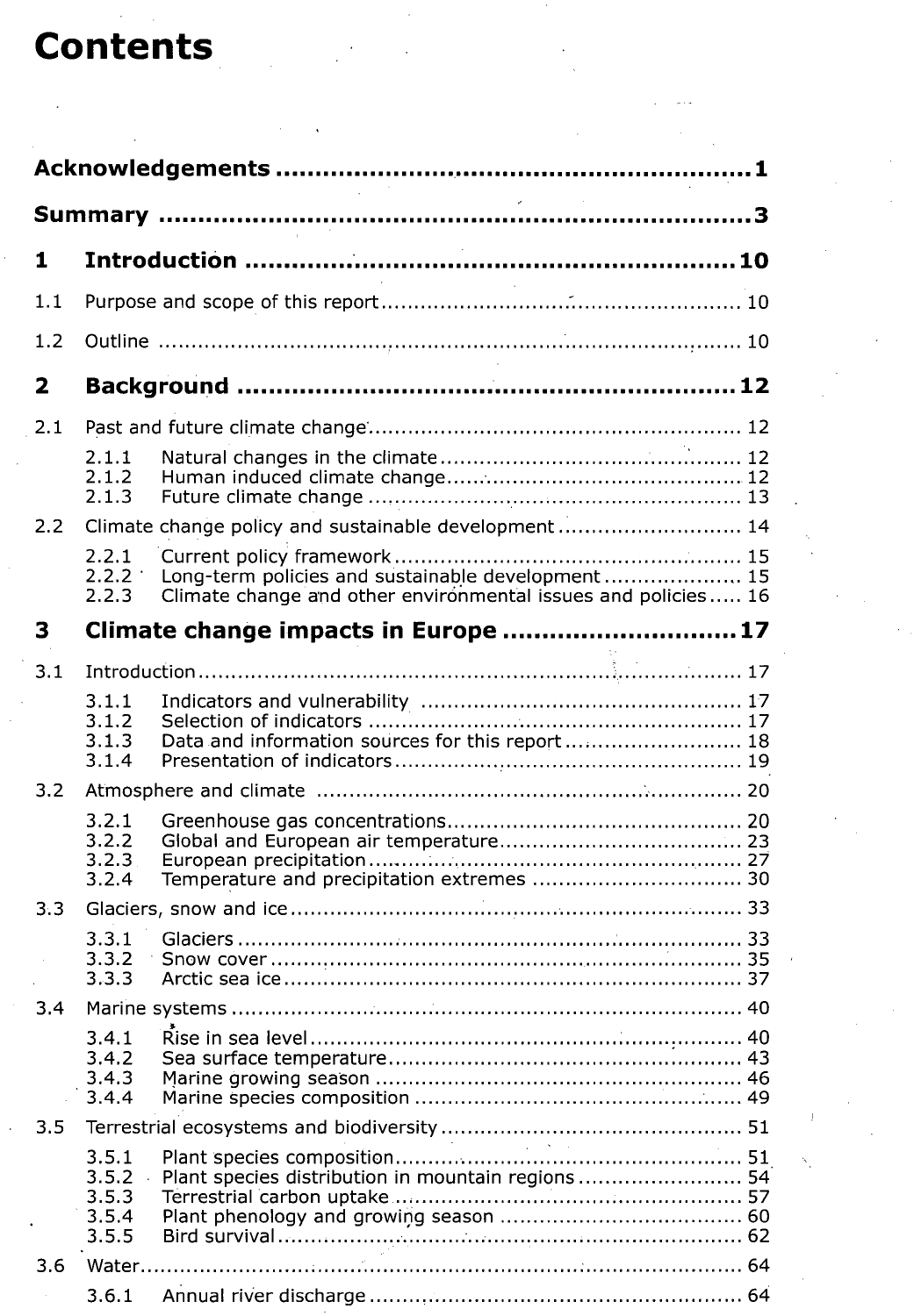# Contents

**Acknowledgements** .......................................................... **1**

**Summary** .......................................................... **3**

## 1 Introduction .......................................................... 10

1.1 Purpose and scope of this report .......................................................... 10

1.2 Outline .......................................................... 10

## 2 Background .......................................................... 12

2.1 Past and future climate change .......................................................... 12

- 2.1.1 Natural changes in the climate .......................................................... 12
- 2.1.2 Human induced climate change .......................................................... 12
- 2.1.3 Future climate change .......................................................... 13

2.2 Climate change policy and sustainable development .......................................................... 14

- 2.2.1 Current policy framework .......................................................... 15
- 2.2.2 Long-term policies and sustainable development .......................................................... 15
- 2.2.3 Climate change and other environmental issues and policies .......................................................... 16

## 3 Climate change impacts in Europe .......................................................... 17

3.1 Introduction .......................................................... 17

- 3.1.1 Indicators and vulnerability .......................................................... 17
- 3.1.2 Selection of indicators .......................................................... 17
- 3.1.3 Data and information sources for this report .......................................................... 18
- 3.1.4 Presentation of indicators .......................................................... 19

3.2 Atmosphere and climate .......................................................... 20

- 3.2.1 Greenhouse gas concentrations .......................................................... 20
- 3.2.2 Global and European air temperature .......................................................... 23
- 3.2.3 European precipitation .......................................................... 27
- 3.2.4 Temperature and precipitation extremes .......................................................... 30

3.3 Glaciers, snow and ice .......................................................... 33

- 3.3.1 Glaciers .......................................................... 33
- 3.3.2 Snow cover .......................................................... 35
- 3.3.3 Arctic sea ice .......................................................... 37

3.4 Marine systems .......................................................... 40

- 3.4.1 Rise in sea level .......................................................... 40
- 3.4.2 Sea surface temperature .......................................................... 43
- 3.4.3 Marine growing season .......................................................... 46
- 3.4.4 Marine species composition .......................................................... 49

3.5 Terrestrial ecosystems and biodiversity .......................................................... 51

- 3.5.1 Plant species composition .......................................................... 51
- 3.5.2 Plant species distribution in mountain regions .......................................................... 54
- 3.5.3 Terrestrial carbon uptake .......................................................... 57
- 3.5.4 Plant phenology and growing season .......................................................... 60
- 3.5.5 Bird survival .......................................................... 62

3.6 Water .......................................................... 64

- 3.6.1 Annual river discharge .......................................................... 64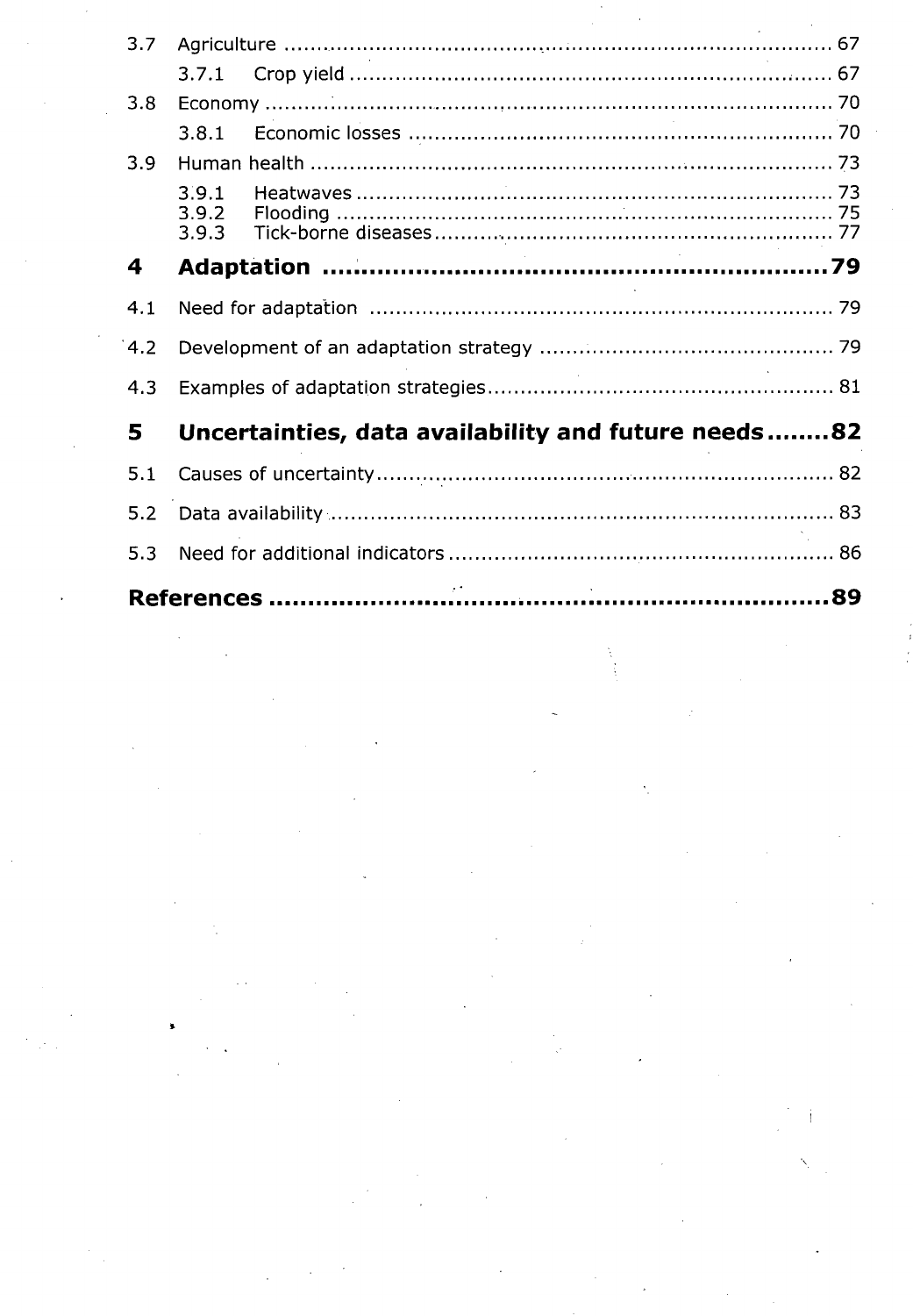3.7 Agriculture ..................................................................................... 67

3.7.1 Crop yield ......................................................................... 67

3.8 Economy ........................................................................................ 70

3.8.1 Economic losses ................................................................ 70

3.9 Human health ................................................................................ 73

3.9.1 Heatwaves ......................................................................... 73
3.9.2 Flooding ............................................................................ 75
3.9.3 Tick-borne diseases ............................................................ 77

**4 Adaptation ............................................................... 79**

4.1 Need for adaptation ...................................................................... 79

4.2 Development of an adaptation strategy ............................................. 79

4.3 Examples of adaptation strategies ..................................................... 81

**5 Uncertainties, data availability and future needs ........ 82**

5.1 Causes of uncertainty ...................................................................... 82

5.2 Data availability ............................................................................. 83

5.3 Need for additional indicators ........................................................... 86

**References ........................................................................ 89**